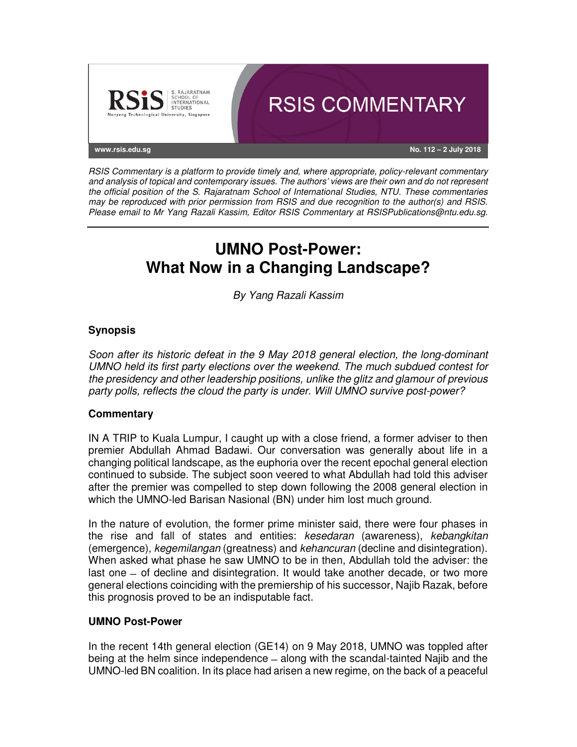RSIS COMMENTARY

www.rsis.edu.sg

No. 112 – 2 July 2018

*RSIS Commentary is a platform to provide timely and, where appropriate, policy-relevant commentary and analysis of topical and contemporary issues. The authors' views are their own and do not represent the official position of the S. Rajaratnam School of International Studies, NTU. These commentaries may be reproduced with prior permission from RSIS and due recognition to the author(s) and RSIS. Please email to Mr Yang Razali Kassim, Editor RSIS Commentary at RSISPublications@ntu.edu.sg.*

# UMNO Post-Power: What Now in a Changing Landscape?

*By Yang Razali Kassim*

### Synopsis

*Soon after its historic defeat in the 9 May 2018 general election, the long-dominant UMNO held its first party elections over the weekend. The much subdued contest for the presidency and other leadership positions, unlike the glitz and glamour of previous party polls, reflects the cloud the party is under. Will UMNO survive post-power?*

### Commentary

IN A TRIP to Kuala Lumpur, I caught up with a close friend, a former adviser to then premier Abdullah Ahmad Badawi. Our conversation was generally about life in a changing political landscape, as the euphoria over the recent epochal general election continued to subside. The subject soon veered to what Abdullah had told this adviser after the premier was compelled to step down following the 2008 general election in which the UMNO-led Barisan Nasional (BN) under him lost much ground.

In the nature of evolution, the former prime minister said, there were four phases in the rise and fall of states and entities: *kesedaran* (awareness), *kebangkitan* (emergence), *kegemilangan* (greatness) and *kehancuran* (decline and disintegration). When asked what phase he saw UMNO to be in then, Abdullah told the adviser: the last one – of decline and disintegration. It would take another decade, or two more general elections coinciding with the premiership of his successor, Najib Razak, before this prognosis proved to be an indisputable fact.

### UMNO Post-Power

In the recent 14th general election (GE14) on 9 May 2018, UMNO was toppled after being at the helm since independence – along with the scandal-tainted Najib and the UMNO-led BN coalition. In its place had arisen a new regime, on the back of a peaceful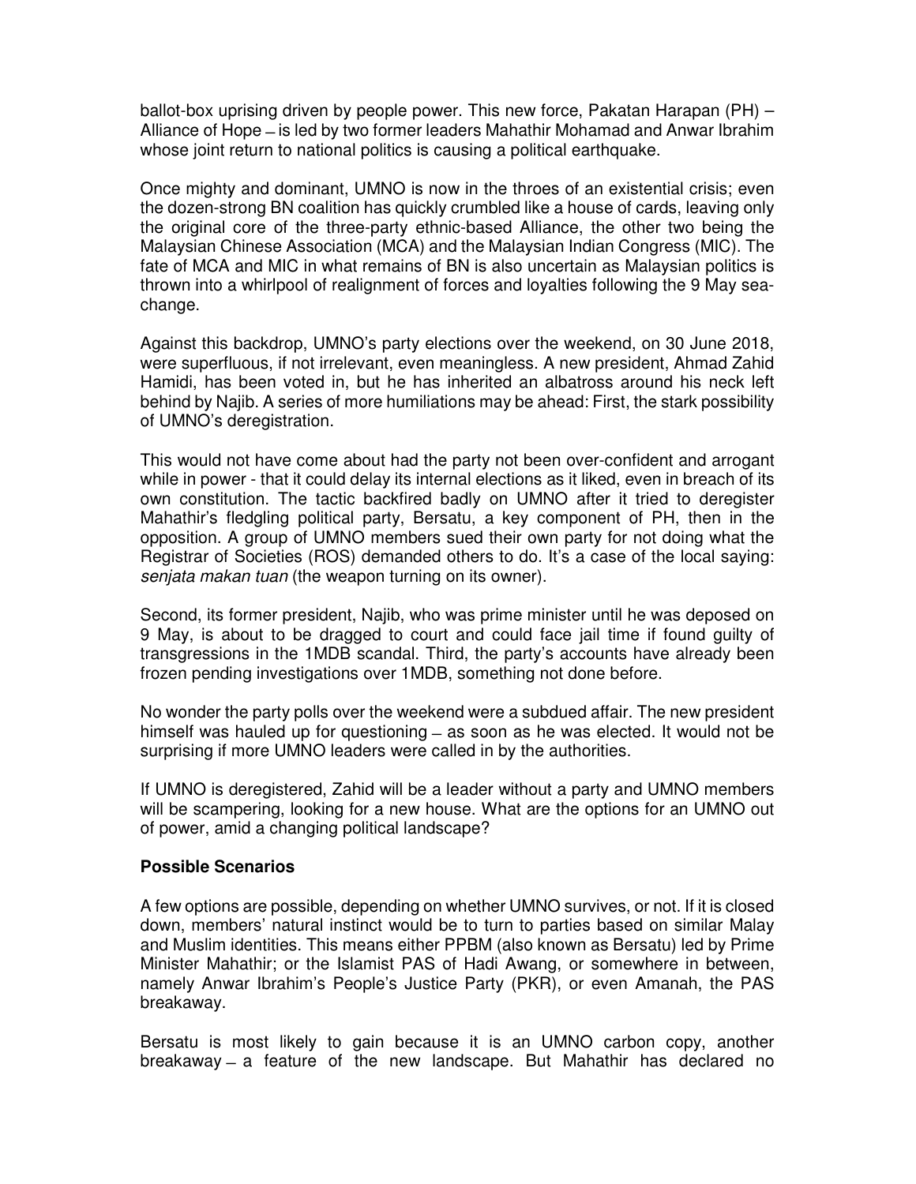ballot-box uprising driven by people power. This new force, Pakatan Harapan (PH) – Alliance of Hope – is led by two former leaders Mahathir Mohamad and Anwar Ibrahim whose joint return to national politics is causing a political earthquake.

Once mighty and dominant, UMNO is now in the throes of an existential crisis; even the dozen-strong BN coalition has quickly crumbled like a house of cards, leaving only the original core of the three-party ethnic-based Alliance, the other two being the Malaysian Chinese Association (MCA) and the Malaysian Indian Congress (MIC). The fate of MCA and MIC in what remains of BN is also uncertain as Malaysian politics is thrown into a whirlpool of realignment of forces and loyalties following the 9 May sea-change.

Against this backdrop, UMNO's party elections over the weekend, on 30 June 2018, were superfluous, if not irrelevant, even meaningless. A new president, Ahmad Zahid Hamidi, has been voted in, but he has inherited an albatross around his neck left behind by Najib. A series of more humiliations may be ahead: First, the stark possibility of UMNO's deregistration.

This would not have come about had the party not been over-confident and arrogant while in power - that it could delay its internal elections as it liked, even in breach of its own constitution. The tactic backfired badly on UMNO after it tried to deregister Mahathir's fledgling political party, Bersatu, a key component of PH, then in the opposition. A group of UMNO members sued their own party for not doing what the Registrar of Societies (ROS) demanded others to do. It's a case of the local saying: *senjata makan tuan* (the weapon turning on its owner).

Second, its former president, Najib, who was prime minister until he was deposed on 9 May, is about to be dragged to court and could face jail time if found guilty of transgressions in the 1MDB scandal. Third, the party's accounts have already been frozen pending investigations over 1MDB, something not done before.

No wonder the party polls over the weekend were a subdued affair. The new president himself was hauled up for questioning – as soon as he was elected. It would not be surprising if more UMNO leaders were called in by the authorities.

If UMNO is deregistered, Zahid will be a leader without a party and UMNO members will be scampering, looking for a new house. What are the options for an UMNO out of power, amid a changing political landscape?

### Possible Scenarios

A few options are possible, depending on whether UMNO survives, or not. If it is closed down, members' natural instinct would be to turn to parties based on similar Malay and Muslim identities. This means either PPBM (also known as Bersatu) led by Prime Minister Mahathir; or the Islamist PAS of Hadi Awang, or somewhere in between, namely Anwar Ibrahim's People's Justice Party (PKR), or even Amanah, the PAS breakaway.

Bersatu is most likely to gain because it is an UMNO carbon copy, another breakaway – a feature of the new landscape. But Mahathir has declared no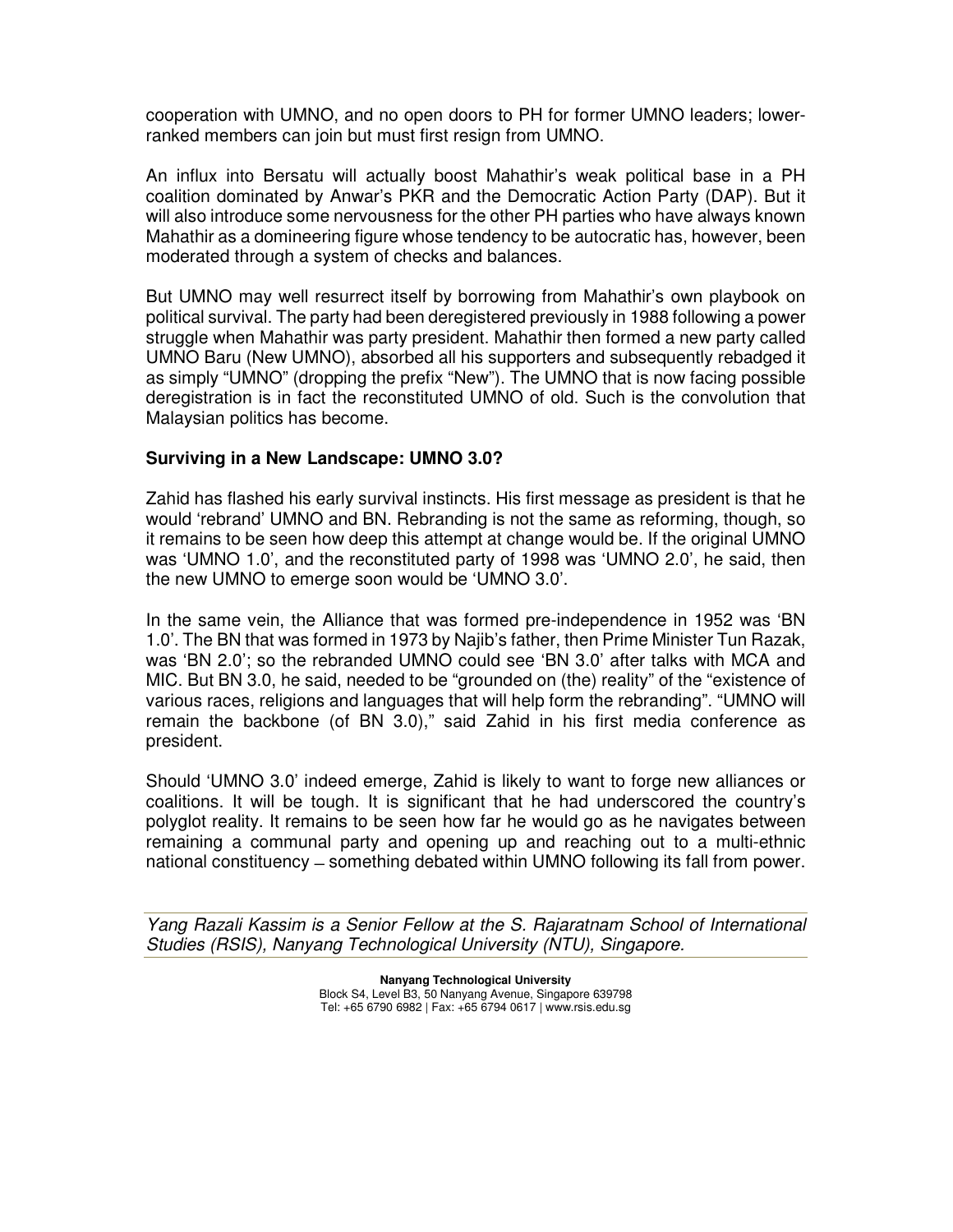cooperation with UMNO, and no open doors to PH for former UMNO leaders; lower-ranked members can join but must first resign from UMNO.

An influx into Bersatu will actually boost Mahathir's weak political base in a PH coalition dominated by Anwar's PKR and the Democratic Action Party (DAP). But it will also introduce some nervousness for the other PH parties who have always known Mahathir as a domineering figure whose tendency to be autocratic has, however, been moderated through a system of checks and balances.

But UMNO may well resurrect itself by borrowing from Mahathir's own playbook on political survival. The party had been deregistered previously in 1988 following a power struggle when Mahathir was party president. Mahathir then formed a new party called UMNO Baru (New UMNO), absorbed all his supporters and subsequently rebadged it as simply "UMNO" (dropping the prefix "New"). The UMNO that is now facing possible deregistration is in fact the reconstituted UMNO of old. Such is the convolution that Malaysian politics has become.

### Surviving in a New Landscape: UMNO 3.0?

Zahid has flashed his early survival instincts. His first message as president is that he would 'rebrand' UMNO and BN. Rebranding is not the same as reforming, though, so it remains to be seen how deep this attempt at change would be. If the original UMNO was 'UMNO 1.0', and the reconstituted party of 1998 was 'UMNO 2.0', he said, then the new UMNO to emerge soon would be 'UMNO 3.0'.

In the same vein, the Alliance that was formed pre-independence in 1952 was 'BN 1.0'. The BN that was formed in 1973 by Najib's father, then Prime Minister Tun Razak, was 'BN 2.0'; so the rebranded UMNO could see 'BN 3.0' after talks with MCA and MIC. But BN 3.0, he said, needed to be "grounded on (the) reality" of the "existence of various races, religions and languages that will help form the rebranding". "UMNO will remain the backbone (of BN 3.0)," said Zahid in his first media conference as president.

Should 'UMNO 3.0' indeed emerge, Zahid is likely to want to forge new alliances or coalitions. It will be tough. It is significant that he had underscored the country's polyglot reality. It remains to be seen how far he would go as he navigates between remaining a communal party and opening up and reaching out to a multi-ethnic national constituency – something debated within UMNO following its fall from power.

---

*Yang Razali Kassim is a Senior Fellow at the S. Rajaratnam School of International Studies (RSIS), Nanyang Technological University (NTU), Singapore.*

---

**Nanyang Technological University**
Block S4, Level B3, 50 Nanyang Avenue, Singapore 639798
Tel: +65 6790 6982 | Fax: +65 6794 0617 | www.rsis.edu.sg